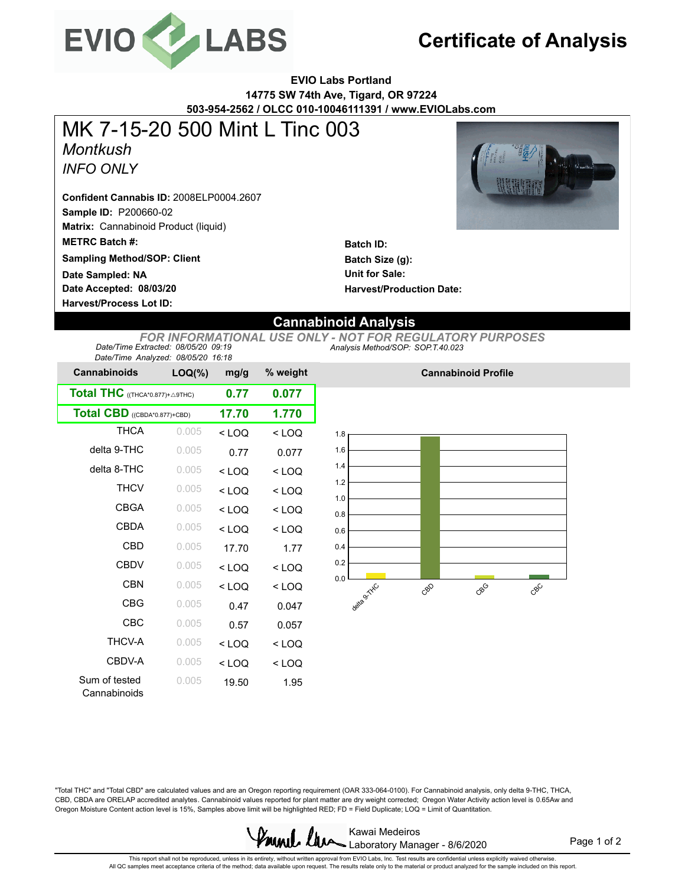# Certificate of Analysis

**EVIO Labs Portland**
**14775 SW 74th Ave, Tigard, OR 97224**
**503-954-2562 / OLCC 010-10046111391 / www.EVIOLabs.com**

# MK 7-15-20 500 Mint L Tinc 003

*Montkush*

*INFO ONLY*

**Confident Cannabis ID:** 2008ELP0004.2607
**Sample ID:** P200660-02
**Matrix:** Cannabinoid Product (liquid)
**METRC Batch #:**
**Sampling Method/SOP: Client**
**Date Sampled: NA**
**Date Accepted: 08/03/20**
**Harvest/Process Lot ID:**

**Batch ID:**
**Batch Size (g):**
**Unit for Sale:**
**Harvest/Production Date:**

## Cannabinoid Analysis

*FOR INFORMATIONAL USE ONLY - NOT FOR REGULATORY PURPOSES*

*Date/Time Extracted: 08/05/20 09:19*
*Date/Time Analyzed: 08/05/20 16:18*
*Analysis Method/SOP: SOP.T.40.023*

| Cannabinoids | LOQ(%) | mg/g | % weight |
|---|---|---|---|
| **Total THC** ((THCA*0.877)+△9THC) | | **0.77** | **0.077** |
| **Total CBD** ((CBDA*0.877)+CBD) | | **17.70** | **1.770** |
| THCA | 0.005 | < LOQ | < LOQ |
| delta 9-THC | 0.005 | 0.77 | 0.077 |
| delta 8-THC | 0.005 | < LOQ | < LOQ |
| THCV | 0.005 | < LOQ | < LOQ |
| CBGA | 0.005 | < LOQ | < LOQ |
| CBDA | 0.005 | < LOQ | < LOQ |
| CBD | 0.005 | 17.70 | 1.77 |
| CBDV | 0.005 | < LOQ | < LOQ |
| CBN | 0.005 | < LOQ | < LOQ |
| CBG | 0.005 | 0.47 | 0.047 |
| CBC | 0.005 | 0.57 | 0.057 |
| THCV-A | 0.005 | < LOQ | < LOQ |
| CBDV-A | 0.005 | < LOQ | < LOQ |
| Sum of tested Cannabinoids | 0.005 | 19.50 | 1.95 |

**Cannabinoid Profile**

"Total THC" and "Total CBD" are calculated values and are an Oregon reporting requirement (OAR 333-064-0100). For Cannabinoid analysis, only delta 9-THC, THCA, CBD, CBDA are ORELAP accredited analytes. Cannabinoid values reported for plant matter are dry weight corrected; Oregon Water Activity action level is 0.65Aw and Oregon Moisture Content action level is 15%, Samples above limit will be highlighted RED; FD = Field Duplicate; LOQ = Limit of Quantitation.

Kawai Medeiros
Laboratory Manager - 8/6/2020

This report shall not be reproduced, unless in its entirety, without written approval from EVIO Labs, Inc. Test results are confidential unless explicitly waived otherwise.
All QC samples meet acceptance criteria of the method; data available upon request. The results relate only to the material or product analyzed for the sample included on this report.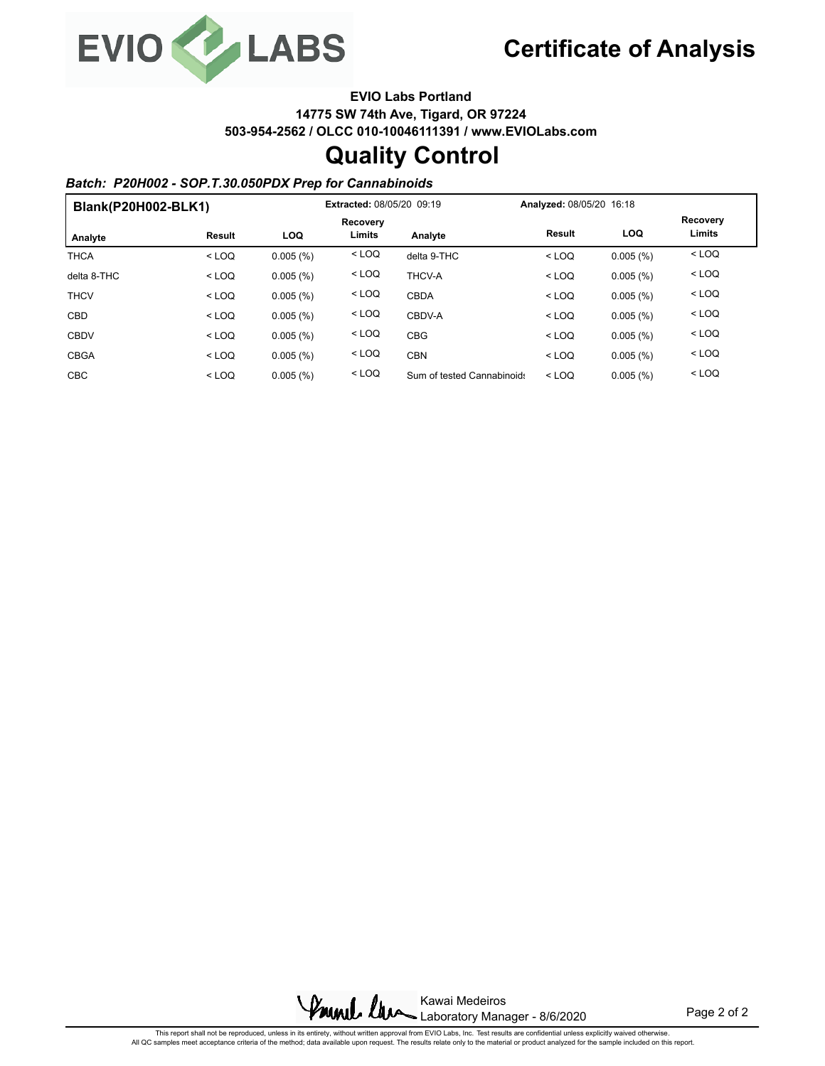# Certificate of Analysis

**EVIO Labs Portland**
**14775 SW 74th Ave, Tigard, OR 97224**
**503-954-2562 / OLCC 010-10046111391 / www.EVIOLabs.com**

# Quality Control

***Batch: P20H002 - SOP.T.30.050PDX Prep for Cannabinoids***

| **Blank(P20H002-BLK1)** | | | **Extracted:** 08/05/20 09:19 | | **Analyzed:** 08/05/20 16:18 | | |
|---|---|---|---|---|---|---|---|
| **Analyte** | **Result** | **LOQ** | **Recovery Limits** | **Analyte** | **Result** | **LOQ** | **Recovery Limits** |
| THCA | < LOQ | 0.005 (%) | < LOQ | delta 9-THC | < LOQ | 0.005 (%) | < LOQ |
| delta 8-THC | < LOQ | 0.005 (%) | < LOQ | THCV-A | < LOQ | 0.005 (%) | < LOQ |
| THCV | < LOQ | 0.005 (%) | < LOQ | CBDA | < LOQ | 0.005 (%) | < LOQ |
| CBD | < LOQ | 0.005 (%) | < LOQ | CBDV-A | < LOQ | 0.005 (%) | < LOQ |
| CBDV | < LOQ | 0.005 (%) | < LOQ | CBG | < LOQ | 0.005 (%) | < LOQ |
| CBGA | < LOQ | 0.005 (%) | < LOQ | CBN | < LOQ | 0.005 (%) | < LOQ |
| CBC | < LOQ | 0.005 (%) | < LOQ | Sum of tested Cannabinoids | < LOQ | 0.005 (%) | < LOQ |

Kawai Medeiros
Laboratory Manager - 8/6/2020

This report shall not be reproduced, unless in its entirety, without written approval from EVIO Labs, Inc. Test results are confidential unless explicitly waived otherwise.
All QC samples meet acceptance criteria of the method; data available upon request. The results relate only to the material or product analyzed for the sample included on this report.